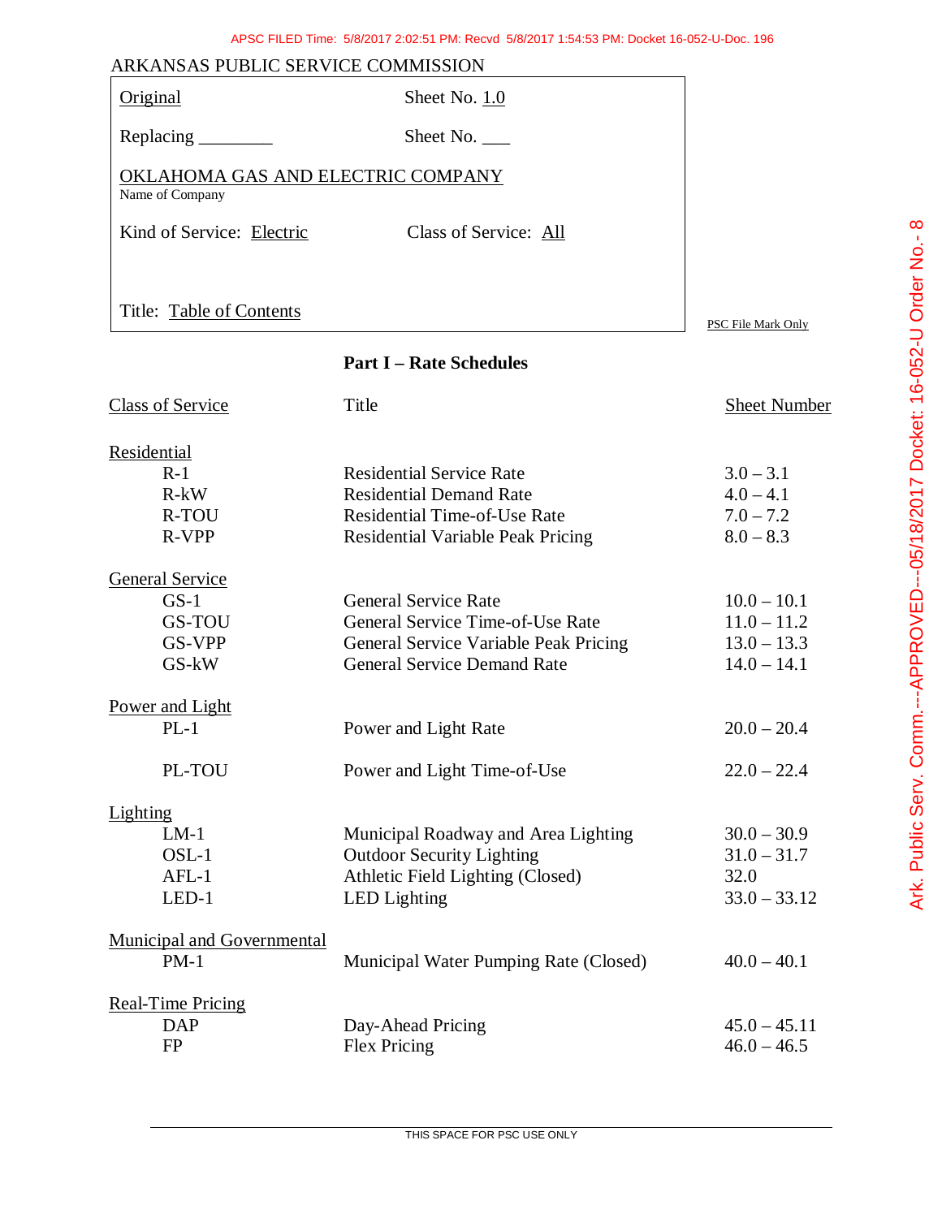APSC FILED Time: 5/8/2017 2:02:51 PM: Recvd 5/8/2017 1:54:53 PM: Docket 16-052-U-Doc. 196

ARKANSAS PUBLIC SERVICE COMMISSION

| | |
|---|---|
| Original | Sheet No. 1.0 |
| Replacing ________ | Sheet No. ___ |
| OKLAHOMA GAS AND ELECTRIC COMPANY<br>Name of Company | |
| Kind of Service: Electric | Class of Service: All |
| Title: Table of Contents | |

PSC File Mark Only

## Part I – Rate Schedules

| Class of Service | Title | Sheet Number |
|---|---|---|
| **Residential** | | |
| R-1 | Residential Service Rate | 3.0 – 3.1 |
| R-kW | Residential Demand Rate | 4.0 – 4.1 |
| R-TOU | Residential Time-of-Use Rate | 7.0 – 7.2 |
| R-VPP | Residential Variable Peak Pricing | 8.0 – 8.3 |
| **General Service** | | |
| GS-1 | General Service Rate | 10.0 – 10.1 |
| GS-TOU | General Service Time-of-Use Rate | 11.0 – 11.2 |
| GS-VPP | General Service Variable Peak Pricing | 13.0 – 13.3 |
| GS-kW | General Service Demand Rate | 14.0 – 14.1 |
| **Power and Light** | | |
| PL-1 | Power and Light Rate | 20.0 – 20.4 |
| PL-TOU | Power and Light Time-of-Use | 22.0 – 22.4 |
| **Lighting** | | |
| LM-1 | Municipal Roadway and Area Lighting | 30.0 – 30.9 |
| OSL-1 | Outdoor Security Lighting | 31.0 – 31.7 |
| AFL-1 | Athletic Field Lighting (Closed) | 32.0 |
| LED-1 | LED Lighting | 33.0 – 33.12 |
| **Municipal and Governmental** | | |
| PM-1 | Municipal Water Pumping Rate (Closed) | 40.0 – 40.1 |
| **Real-Time Pricing** | | |
| DAP | Day-Ahead Pricing | 45.0 – 45.11 |
| FP | Flex Pricing | 46.0 – 46.5 |

THIS SPACE FOR PSC USE ONLY

Ark. Public Serv. Comm.---APPROVED---05/18/2017 Docket: 16-052-U Order No. - 8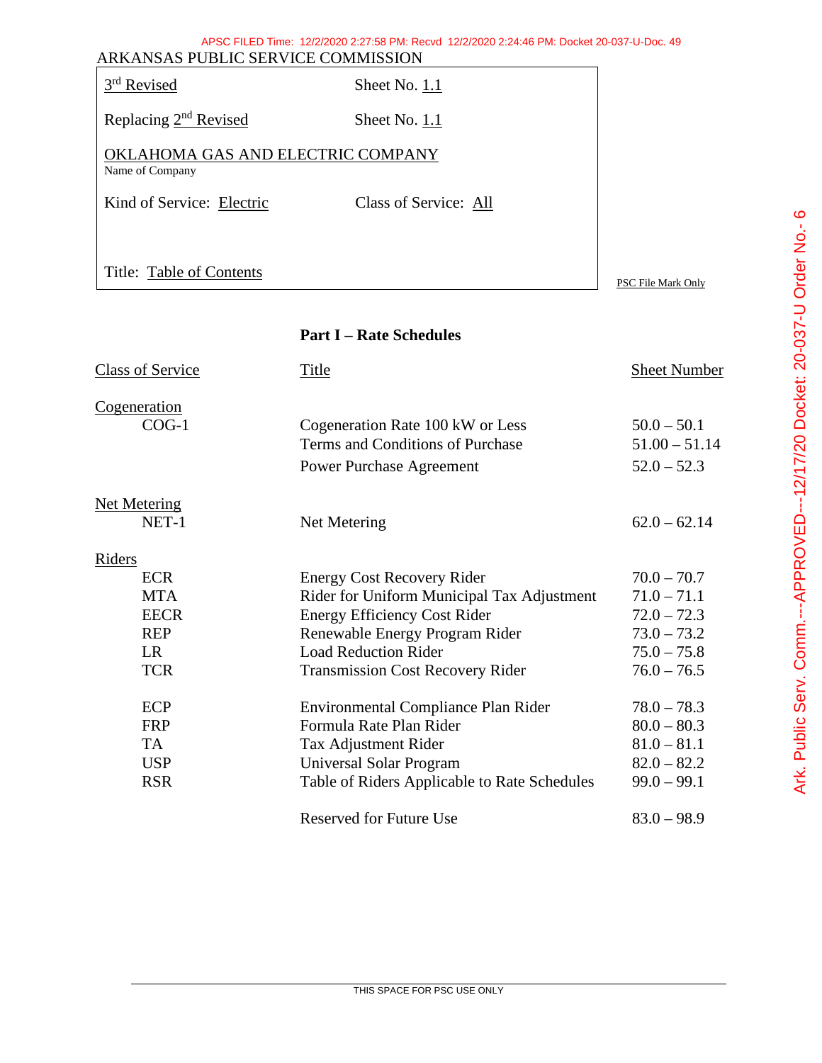ARKANSAS PUBLIC SERVICE COMMISSION

| | |
|---|---|
| 3rd Revised | Sheet No. 1.1 |
| Replacing 2nd Revised | Sheet No. 1.1 |
| OKLAHOMA GAS AND ELECTRIC COMPANY<br>Name of Company | |
| Kind of Service: Electric | Class of Service: All |
| Title: Table of Contents | |

PSC File Mark Only

## Part I – Rate Schedules

| Class of Service | Title | Sheet Number |
|---|---|---|
| Cogeneration | | |
| COG-1 | Cogeneration Rate 100 kW or Less | 50.0 – 50.1 |
| | Terms and Conditions of Purchase | 51.00 – 51.14 |
| | Power Purchase Agreement | 52.0 – 52.3 |
| Net Metering | | |
| NET-1 | Net Metering | 62.0 – 62.14 |
| Riders | | |
| ECR | Energy Cost Recovery Rider | 70.0 – 70.7 |
| MTA | Rider for Uniform Municipal Tax Adjustment | 71.0 – 71.1 |
| EECR | Energy Efficiency Cost Rider | 72.0 – 72.3 |
| REP | Renewable Energy Program Rider | 73.0 – 73.2 |
| LR | Load Reduction Rider | 75.0 – 75.8 |
| TCR | Transmission Cost Recovery Rider | 76.0 – 76.5 |
| ECP | Environmental Compliance Plan Rider | 78.0 – 78.3 |
| FRP | Formula Rate Plan Rider | 80.0 – 80.3 |
| TA | Tax Adjustment Rider | 81.0 – 81.1 |
| USP | Universal Solar Program | 82.0 – 82.2 |
| RSR | Table of Riders Applicable to Rate Schedules | 99.0 – 99.1 |
| | Reserved for Future Use | 83.0 – 98.9 |

THIS SPACE FOR PSC USE ONLY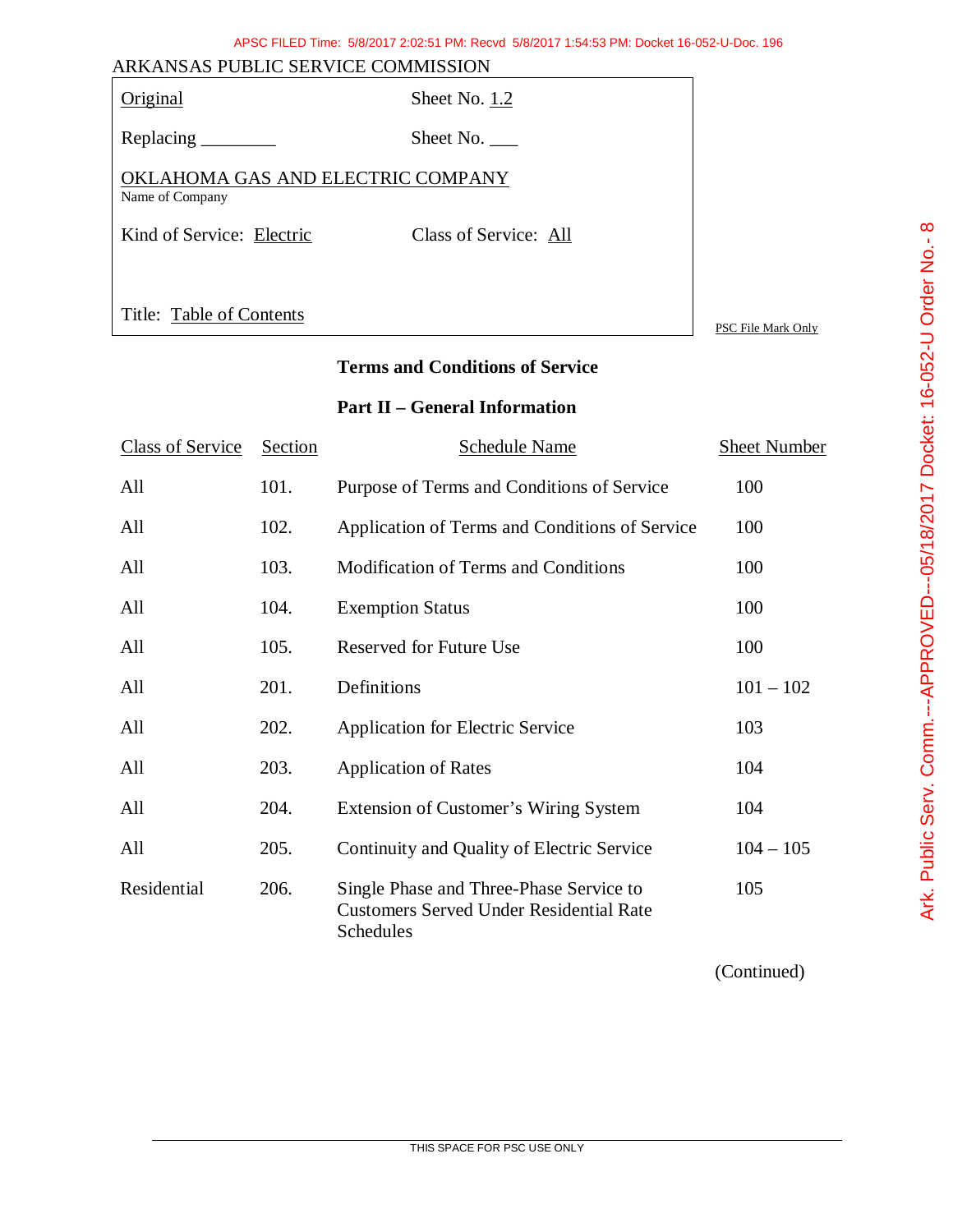ARKANSAS PUBLIC SERVICE COMMISSION

| | |
|---|---|
| Original | Sheet No. 1.2 |
| Replacing ________ | Sheet No. ___ |
| OKLAHOMA GAS AND ELECTRIC COMPANY<br>Name of Company | |
| Kind of Service: Electric | Class of Service: All |
| Title: Table of Contents | |

PSC File Mark Only

## Terms and Conditions of Service

### Part II – General Information

| Class of Service | Section | Schedule Name | Sheet Number |
|---|---|---|---|
| All | 101. | Purpose of Terms and Conditions of Service | 100 |
| All | 102. | Application of Terms and Conditions of Service | 100 |
| All | 103. | Modification of Terms and Conditions | 100 |
| All | 104. | Exemption Status | 100 |
| All | 105. | Reserved for Future Use | 100 |
| All | 201. | Definitions | 101 – 102 |
| All | 202. | Application for Electric Service | 103 |
| All | 203. | Application of Rates | 104 |
| All | 204. | Extension of Customer's Wiring System | 104 |
| All | 205. | Continuity and Quality of Electric Service | 104 – 105 |
| Residential | 206. | Single Phase and Three-Phase Service to Customers Served Under Residential Rate Schedules | 105 |

(Continued)

THIS SPACE FOR PSC USE ONLY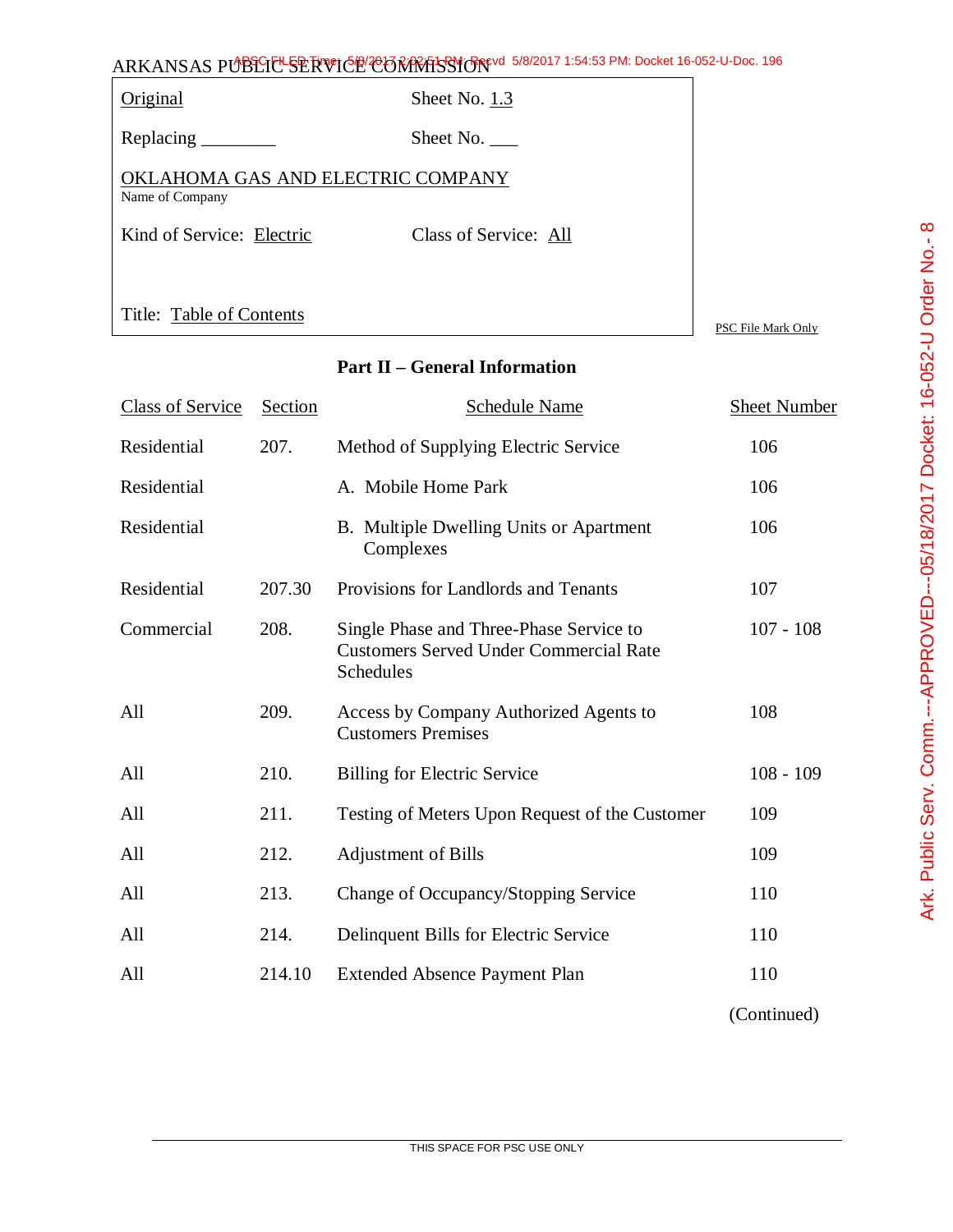ARKANSAS PUBLIC SERVICE COMMISSION

| | |
|---|---|
| Original | Sheet No. 1.3 |
| Replacing ________ | Sheet No. ___ |
| OKLAHOMA GAS AND ELECTRIC COMPANY<br>Name of Company | |
| Kind of Service: Electric | Class of Service: All |
| Title: Table of Contents | |

PSC File Mark Only

## Part II – General Information

| Class of Service | Section | Schedule Name | Sheet Number |
|---|---|---|---|
| Residential | 207. | Method of Supplying Electric Service | 106 |
| Residential | | A. Mobile Home Park | 106 |
| Residential | | B. Multiple Dwelling Units or Apartment Complexes | 106 |
| Residential | 207.30 | Provisions for Landlords and Tenants | 107 |
| Commercial | 208. | Single Phase and Three-Phase Service to Customers Served Under Commercial Rate Schedules | 107 - 108 |
| All | 209. | Access by Company Authorized Agents to Customers Premises | 108 |
| All | 210. | Billing for Electric Service | 108 - 109 |
| All | 211. | Testing of Meters Upon Request of the Customer | 109 |
| All | 212. | Adjustment of Bills | 109 |
| All | 213. | Change of Occupancy/Stopping Service | 110 |
| All | 214. | Delinquent Bills for Electric Service | 110 |
| All | 214.10 | Extended Absence Payment Plan | 110 |

(Continued)

THIS SPACE FOR PSC USE ONLY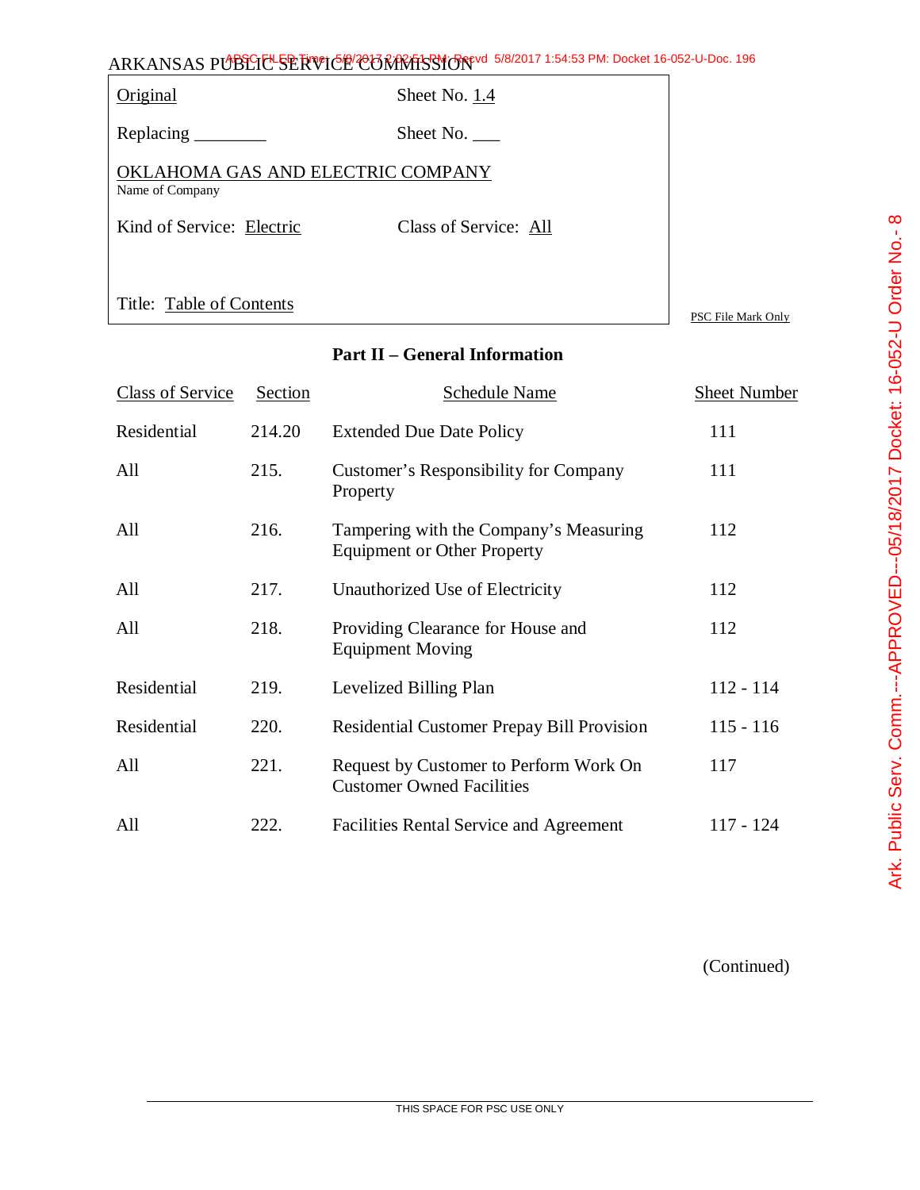ARKANSAS PUBLIC SERVICE COMMISSION

| | |
|---|---|
| Original | Sheet No. 1.4 |
| Replacing ________ | Sheet No. ___ |
| OKLAHOMA GAS AND ELECTRIC COMPANY<br>Name of Company | |
| Kind of Service: Electric | Class of Service: All |
| Title: Table of Contents | |

PSC File Mark Only

## Part II – General Information

| Class of Service | Section | Schedule Name | Sheet Number |
|---|---|---|---|
| Residential | 214.20 | Extended Due Date Policy | 111 |
| All | 215. | Customer's Responsibility for Company Property | 111 |
| All | 216. | Tampering with the Company's Measuring Equipment or Other Property | 112 |
| All | 217. | Unauthorized Use of Electricity | 112 |
| All | 218. | Providing Clearance for House and Equipment Moving | 112 |
| Residential | 219. | Levelized Billing Plan | 112 - 114 |
| Residential | 220. | Residential Customer Prepay Bill Provision | 115 - 116 |
| All | 221. | Request by Customer to Perform Work On Customer Owned Facilities | 117 |
| All | 222. | Facilities Rental Service and Agreement | 117 - 124 |

(Continued)

THIS SPACE FOR PSC USE ONLY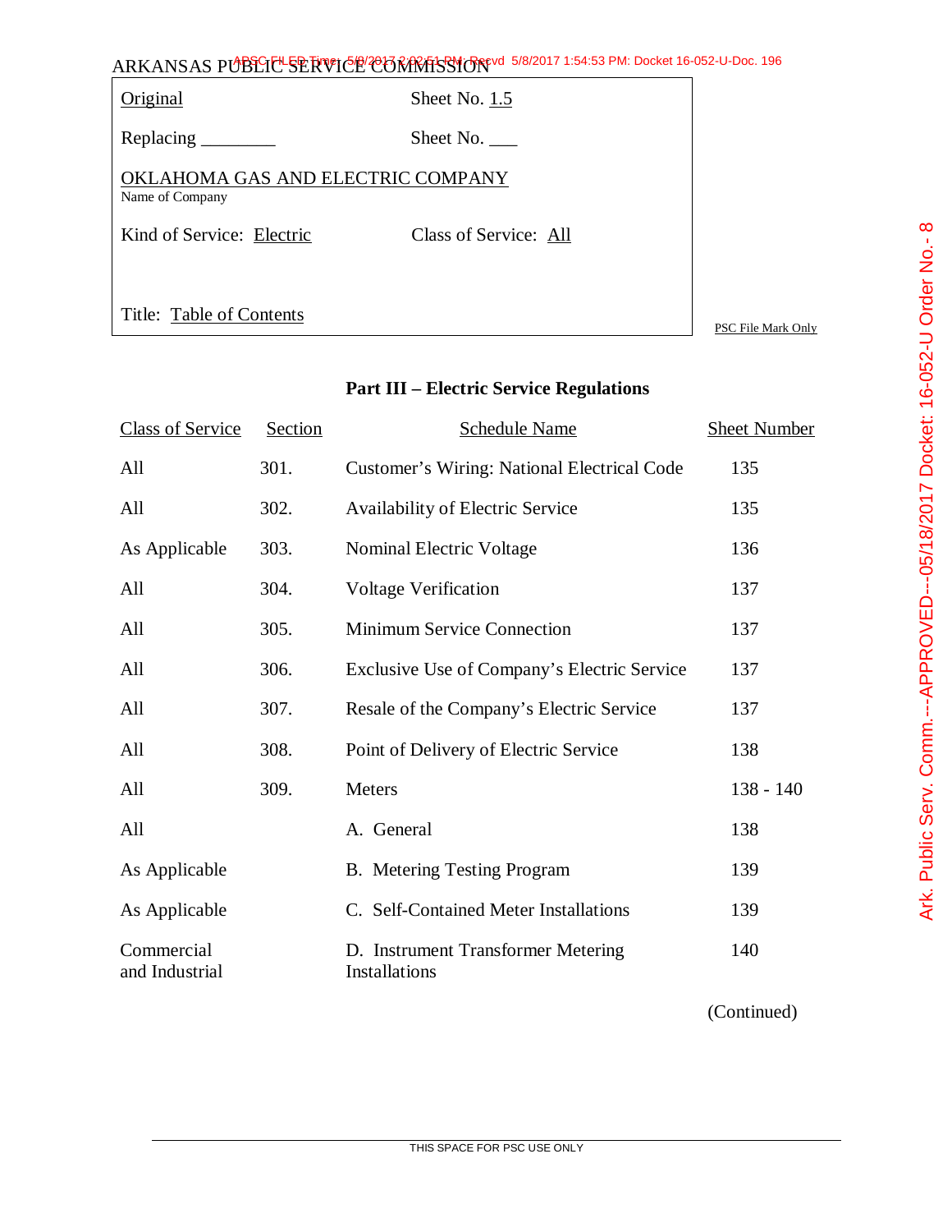ARKANSAS PUBLIC SERVICE COMMISSION

| | |
|---|---|
| Original | Sheet No. 1.5 |
| Replacing ________ | Sheet No. ___ |
| OKLAHOMA GAS AND ELECTRIC COMPANY<br>Name of Company | |
| Kind of Service: Electric | Class of Service: All |
| Title: Table of Contents | |

PSC File Mark Only

## Part III – Electric Service Regulations

| Class of Service | Section | Schedule Name | Sheet Number |
|---|---|---|---|
| All | 301. | Customer's Wiring: National Electrical Code | 135 |
| All | 302. | Availability of Electric Service | 135 |
| As Applicable | 303. | Nominal Electric Voltage | 136 |
| All | 304. | Voltage Verification | 137 |
| All | 305. | Minimum Service Connection | 137 |
| All | 306. | Exclusive Use of Company's Electric Service | 137 |
| All | 307. | Resale of the Company's Electric Service | 137 |
| All | 308. | Point of Delivery of Electric Service | 138 |
| All | 309. | Meters | 138 - 140 |
| All | | A. General | 138 |
| As Applicable | | B. Metering Testing Program | 139 |
| As Applicable | | C. Self-Contained Meter Installations | 139 |
| Commercial and Industrial | | D. Instrument Transformer Metering Installations | 140 |

(Continued)

THIS SPACE FOR PSC USE ONLY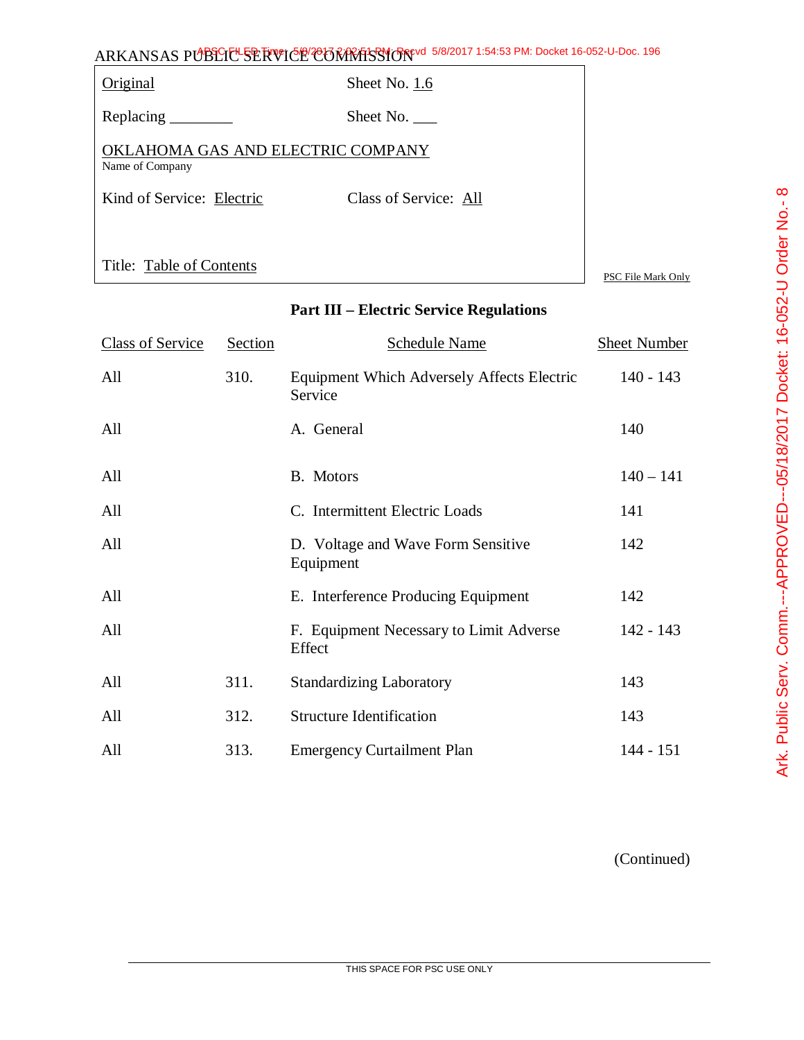ARKANSAS PUBLIC SERVICE COMMISSION

| | |
|---|---|
| Original | Sheet No. 1.6 |
| Replacing ________ | Sheet No. ___ |
| OKLAHOMA GAS AND ELECTRIC COMPANY<br>Name of Company | |
| Kind of Service: Electric | Class of Service: All |
| Title: Table of Contents | |

PSC File Mark Only

## Part III – Electric Service Regulations

| Class of Service | Section | Schedule Name | Sheet Number |
|---|---|---|---|
| All | 310. | Equipment Which Adversely Affects Electric Service | 140 - 143 |
| All | | A. General | 140 |
| All | | B. Motors | 140 – 141 |
| All | | C. Intermittent Electric Loads | 141 |
| All | | D. Voltage and Wave Form Sensitive Equipment | 142 |
| All | | E. Interference Producing Equipment | 142 |
| All | | F. Equipment Necessary to Limit Adverse Effect | 142 - 143 |
| All | 311. | Standardizing Laboratory | 143 |
| All | 312. | Structure Identification | 143 |
| All | 313. | Emergency Curtailment Plan | 144 - 151 |

(Continued)

THIS SPACE FOR PSC USE ONLY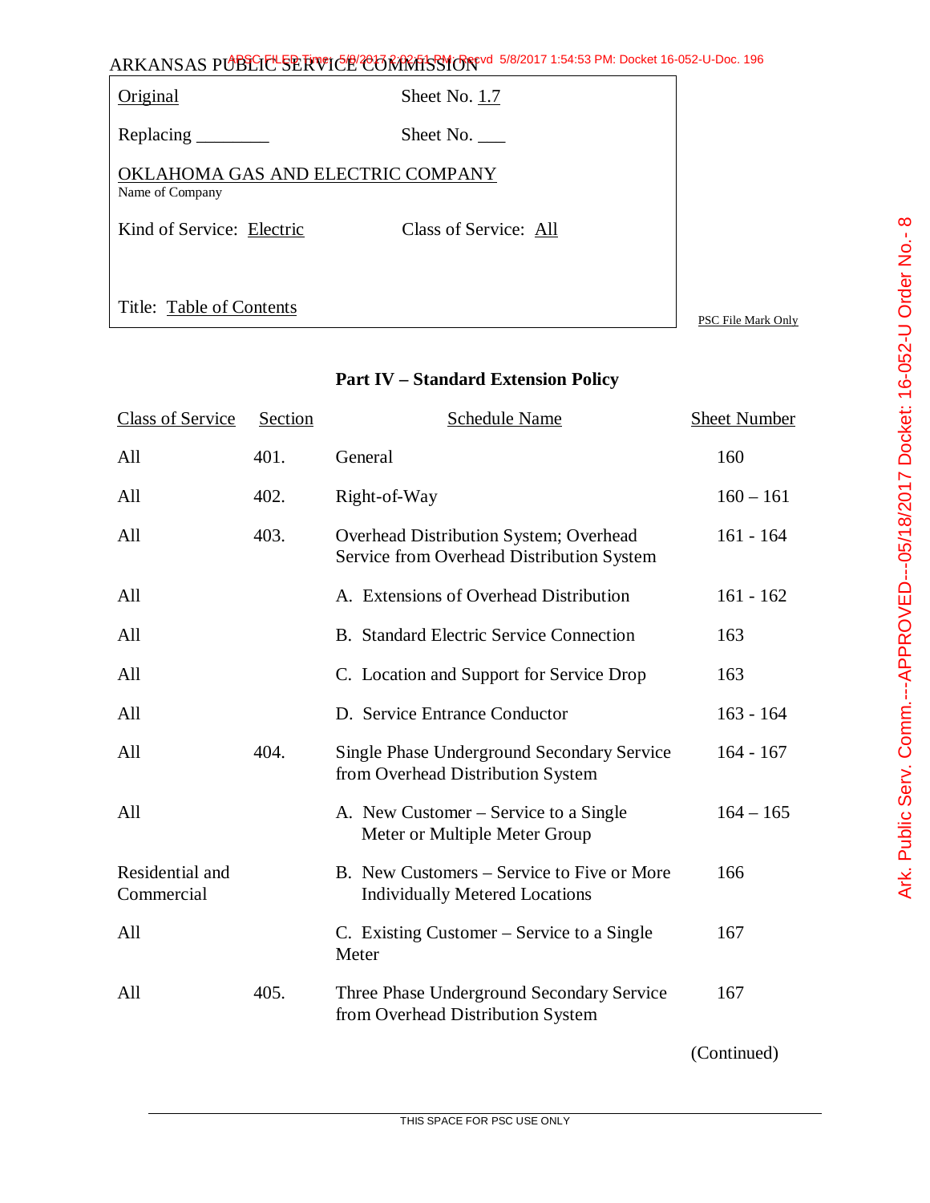ARKANSAS PUBLIC SERVICE COMMISSION

| | |
|---|---|
| Original | Sheet No. 1.7 |
| Replacing ________ | Sheet No. ___ |
| OKLAHOMA GAS AND ELECTRIC COMPANY<br>Name of Company | |
| Kind of Service: Electric | Class of Service: All |
| Title: Table of Contents | |

PSC File Mark Only

## Part IV – Standard Extension Policy

| Class of Service | Section | Schedule Name | Sheet Number |
|---|---|---|---|
| All | 401. | General | 160 |
| All | 402. | Right-of-Way | 160 – 161 |
| All | 403. | Overhead Distribution System; Overhead Service from Overhead Distribution System | 161 - 164 |
| All | | A. Extensions of Overhead Distribution | 161 - 162 |
| All | | B. Standard Electric Service Connection | 163 |
| All | | C. Location and Support for Service Drop | 163 |
| All | | D. Service Entrance Conductor | 163 - 164 |
| All | 404. | Single Phase Underground Secondary Service from Overhead Distribution System | 164 - 167 |
| All | | A. New Customer – Service to a Single Meter or Multiple Meter Group | 164 – 165 |
| Residential and Commercial | | B. New Customers – Service to Five or More Individually Metered Locations | 166 |
| All | | C. Existing Customer – Service to a Single Meter | 167 |
| All | 405. | Three Phase Underground Secondary Service from Overhead Distribution System | 167 |

(Continued)

THIS SPACE FOR PSC USE ONLY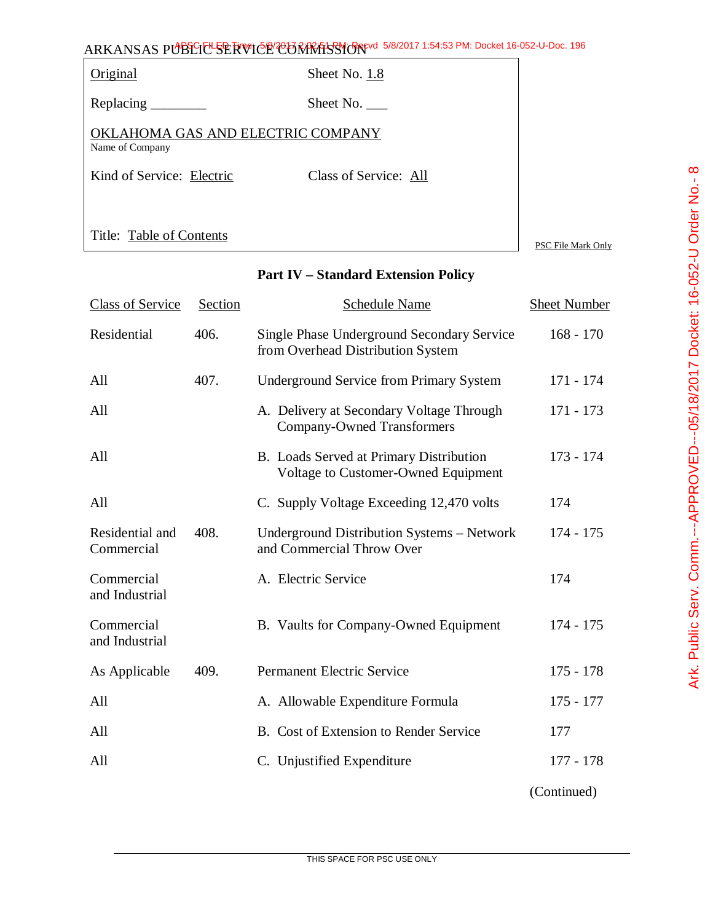ARKANSAS PUBLIC SERVICE COMMISSION

| | |
|---|---|
| Original | Sheet No. 1.8 |
| Replacing ________ | Sheet No. ___ |
| OKLAHOMA GAS AND ELECTRIC COMPANY<br>Name of Company | |
| Kind of Service: Electric | Class of Service: All |
| Title: Table of Contents | |

PSC File Mark Only

## Part IV – Standard Extension Policy

| Class of Service | Section | Schedule Name | Sheet Number |
|---|---|---|---|
| Residential | 406. | Single Phase Underground Secondary Service from Overhead Distribution System | 168 - 170 |
| All | 407. | Underground Service from Primary System | 171 - 174 |
| All | | A. Delivery at Secondary Voltage Through Company-Owned Transformers | 171 - 173 |
| All | | B. Loads Served at Primary Distribution Voltage to Customer-Owned Equipment | 173 - 174 |
| All | | C. Supply Voltage Exceeding 12,470 volts | 174 |
| Residential and Commercial | 408. | Underground Distribution Systems – Network and Commercial Throw Over | 174 - 175 |
| Commercial and Industrial | | A. Electric Service | 174 |
| Commercial and Industrial | | B. Vaults for Company-Owned Equipment | 174 - 175 |
| As Applicable | 409. | Permanent Electric Service | 175 - 178 |
| All | | A. Allowable Expenditure Formula | 175 - 177 |
| All | | B. Cost of Extension to Render Service | 177 |
| All | | C. Unjustified Expenditure | 177 - 178 |

(Continued)

THIS SPACE FOR PSC USE ONLY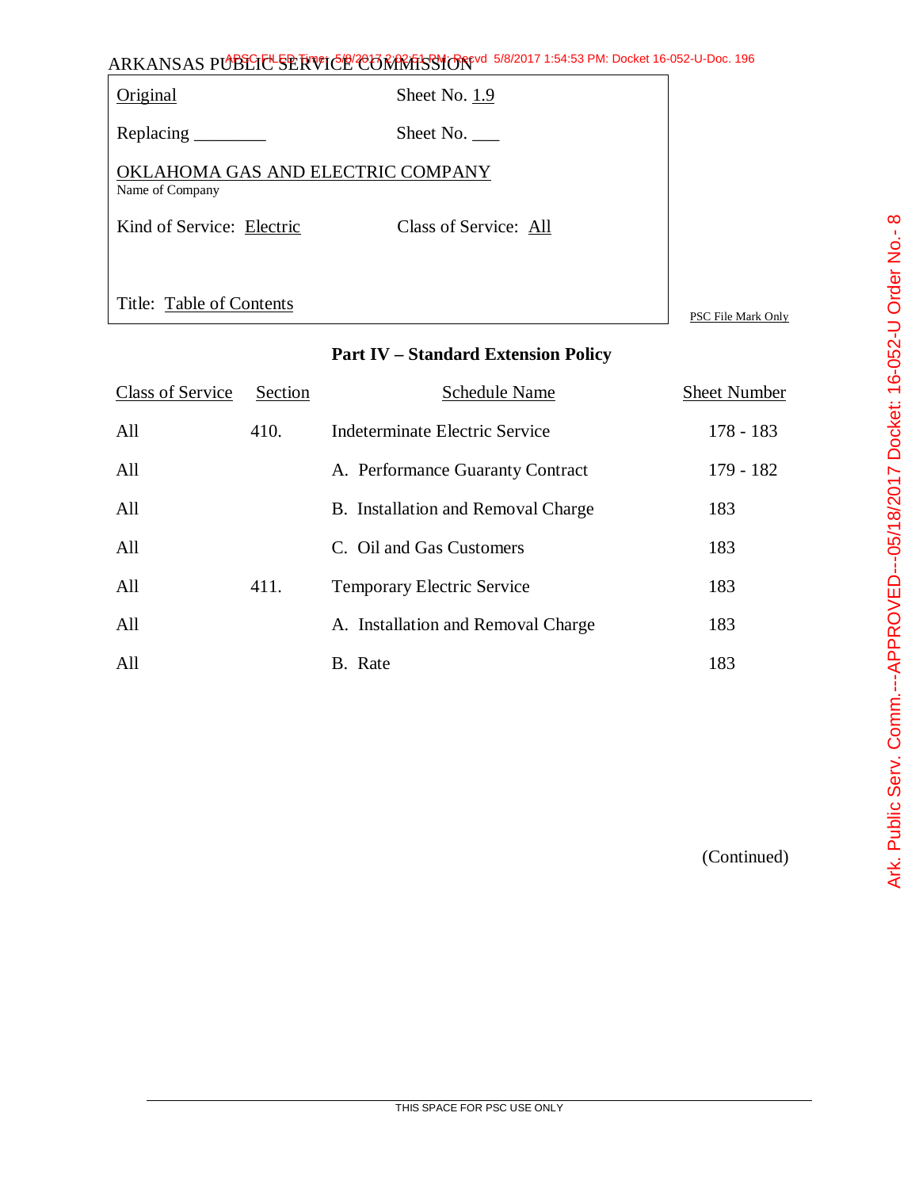ARKANSAS PUBLIC SERVICE COMMISSION

| | |
|---|---|
| Original | Sheet No. 1.9 |
| Replacing ________ | Sheet No. ___ |
| OKLAHOMA GAS AND ELECTRIC COMPANY<br>Name of Company | |
| Kind of Service: Electric | Class of Service: All |
| Title: Table of Contents | |

PSC File Mark Only

**Part IV – Standard Extension Policy**

| Class of Service | Section | Schedule Name | Sheet Number |
|---|---|---|---|
| All | 410. | Indeterminate Electric Service | 178 - 183 |
| All | | A. Performance Guaranty Contract | 179 - 182 |
| All | | B. Installation and Removal Charge | 183 |
| All | | C. Oil and Gas Customers | 183 |
| All | 411. | Temporary Electric Service | 183 |
| All | | A. Installation and Removal Charge | 183 |
| All | | B. Rate | 183 |

(Continued)

THIS SPACE FOR PSC USE ONLY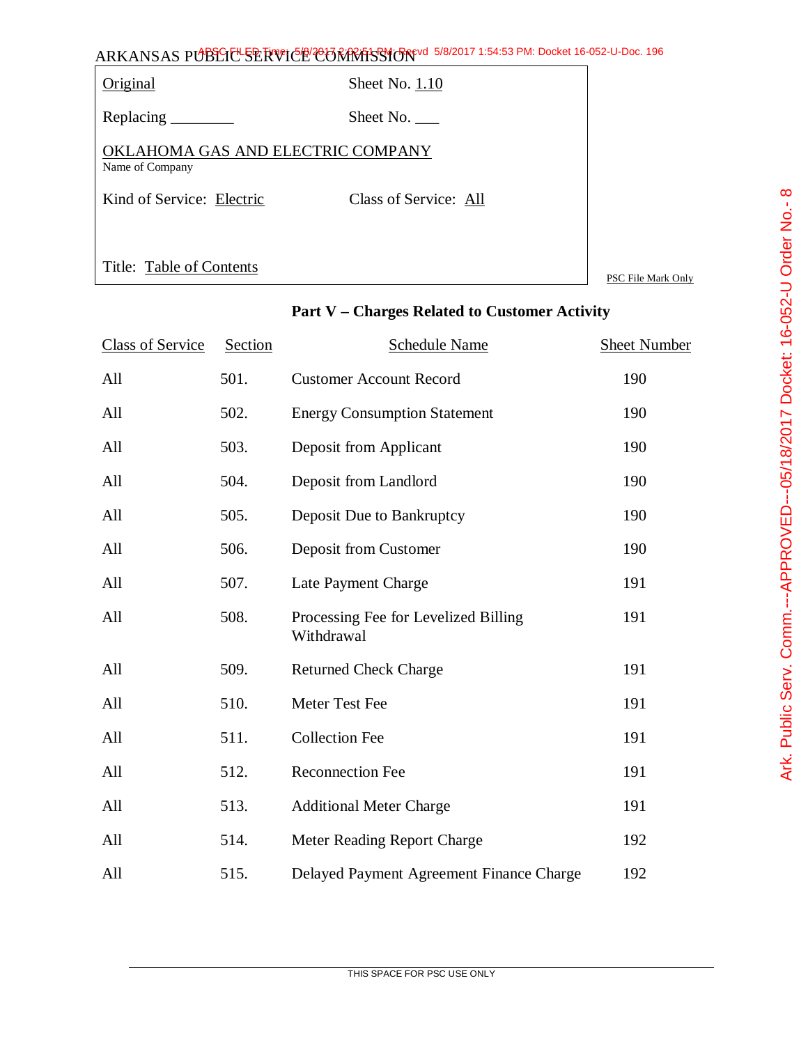ARKANSAS PUBLIC SERVICE COMMISSION

| | |
|---|---|
| Original | Sheet No. 1.10 |
| Replacing ________ | Sheet No. ___ |
| OKLAHOMA GAS AND ELECTRIC COMPANY<br>Name of Company | |
| Kind of Service: Electric | Class of Service: All |
| Title: Table of Contents | |

PSC File Mark Only

## Part V – Charges Related to Customer Activity

| Class of Service | Section | Schedule Name | Sheet Number |
|---|---|---|---|
| All | 501. | Customer Account Record | 190 |
| All | 502. | Energy Consumption Statement | 190 |
| All | 503. | Deposit from Applicant | 190 |
| All | 504. | Deposit from Landlord | 190 |
| All | 505. | Deposit Due to Bankruptcy | 190 |
| All | 506. | Deposit from Customer | 190 |
| All | 507. | Late Payment Charge | 191 |
| All | 508. | Processing Fee for Levelized Billing Withdrawal | 191 |
| All | 509. | Returned Check Charge | 191 |
| All | 510. | Meter Test Fee | 191 |
| All | 511. | Collection Fee | 191 |
| All | 512. | Reconnection Fee | 191 |
| All | 513. | Additional Meter Charge | 191 |
| All | 514. | Meter Reading Report Charge | 192 |
| All | 515. | Delayed Payment Agreement Finance Charge | 192 |

THIS SPACE FOR PSC USE ONLY